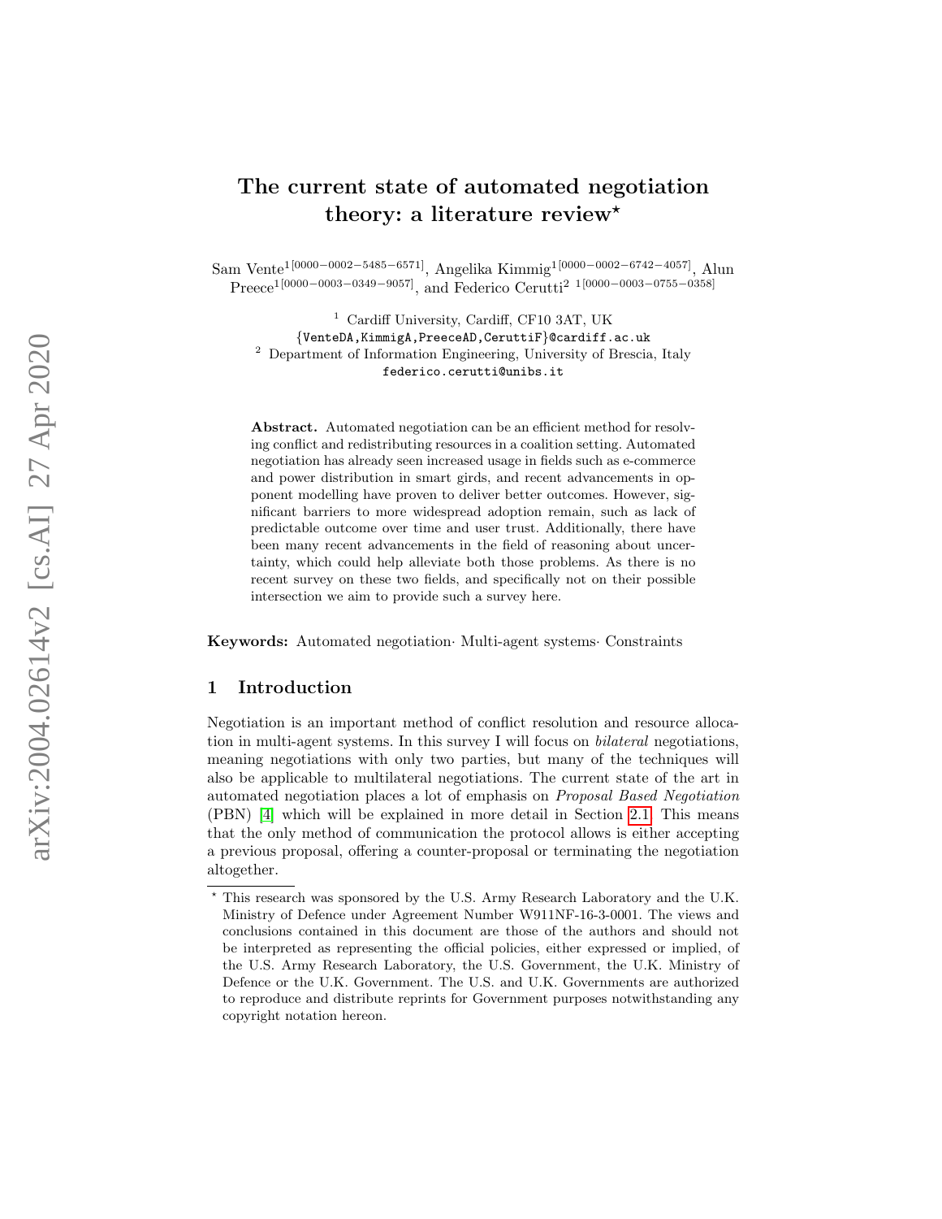# The current state of automated negotiation theory: a literature review*

Sam Vente[1[0000-0002-5485-6571]], Angelika Kimmig[1[0000-0002-6742-4057]], Alun Preece[1[0000-0003-0349-9057]], and Federico Cerutti[2 1[0000-0003-0755-0358]]

[1] Cardiff University, Cardiff, CF10 3AT, UK
{VenteDA,KimmigA,PreeceAD,CeruttiF}@cardiff.ac.uk

[2] Department of Information Engineering, University of Brescia, Italy
federico.cerutti@unibs.it

**Abstract.** Automated negotiation can be an efficient method for resolving conflict and redistributing resources in a coalition setting. Automated negotiation has already seen increased usage in fields such as e-commerce and power distribution in smart girds, and recent advancements in opponent modelling have proven to deliver better outcomes. However, significant barriers to more widespread adoption remain, such as lack of predictable outcome over time and user trust. Additionally, there have been many recent advancements in the field of reasoning about uncertainty, which could help alleviate both those problems. As there is no recent survey on these two fields, and specifically not on their possible intersection we aim to provide such a survey here.

**Keywords:** Automated negotiation· Multi-agent systems· Constraints

## 1 Introduction

Negotiation is an important method of conflict resolution and resource allocation in multi-agent systems. In this survey I will focus on *bilateral* negotiations, meaning negotiations with only two parties, but many of the techniques will also be applicable to multilateral negotiations. The current state of the art in automated negotiation places a lot of emphasis on *Proposal Based Negotiation* (PBN) [4] which will be explained in more detail in Section 2.1. This means that the only method of communication the protocol allows is either accepting a previous proposal, offering a counter-proposal or terminating the negotiation altogether.

* This research was sponsored by the U.S. Army Research Laboratory and the U.K. Ministry of Defence under Agreement Number W911NF-16-3-0001. The views and conclusions contained in this document are those of the authors and should not be interpreted as representing the official policies, either expressed or implied, of the U.S. Army Research Laboratory, the U.S. Government, the U.K. Ministry of Defence or the U.K. Government. The U.S. and U.K. Governments are authorized to reproduce and distribute reprints for Government purposes notwithstanding any copyright notation hereon.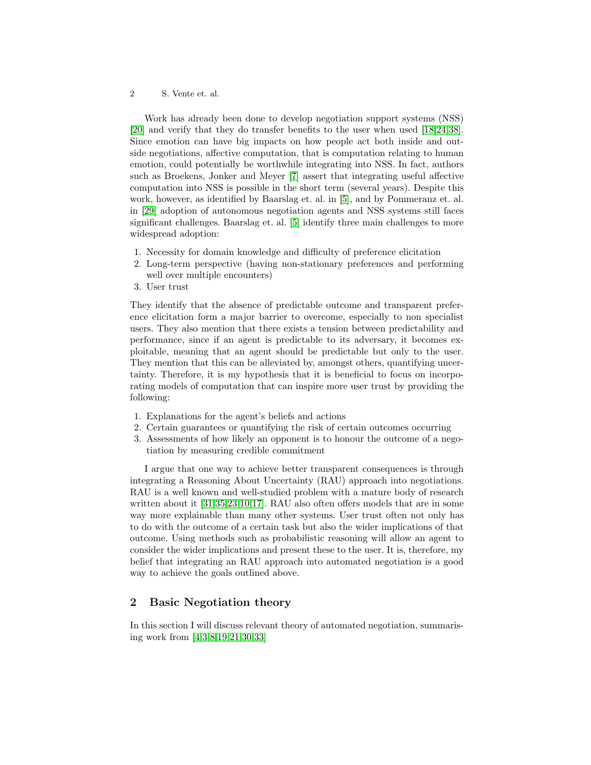Work has already been done to develop negotiation support systems (NSS) [20] and verify that they do transfer benefits to the user when used [18,24,38]. Since emotion can have big impacts on how people act both inside and outside negotiations, affective computation, that is computation relating to human emotion, could potentially be worthwhile integrating into NSS. In fact, authors such as Broekens, Jonker and Meyer [7] assert that integrating useful affective computation into NSS is possible in the short term (several years). Despite this work, however, as identified by Baarslag et. al. in [5], and by Pommeranz et. al. in [29] adoption of autonomous negotiation agents and NSS systems still faces significant challenges. Baarslag et. al. [5] identify three main challenges to more widespread adoption:

1. Necessity for domain knowledge and difficulty of preference elicitation
2. Long-term perspective (having non-stationary preferences and performing well over multiple encounters)
3. User trust

They identify that the absence of predictable outcome and transparent preference elicitation form a major barrier to overcome, especially to non specialist users. They also mention that there exists a tension between predictability and performance, since if an agent is predictable to its adversary, it becomes exploitable, meaning that an agent should be predictable but only to the user. They mention that this can be alleviated by, amongst others, quantifying uncertainty. Therefore, it is my hypothesis that it is beneficial to focus on incorporating models of computation that can inspire more user trust by providing the following:

1. Explanations for the agent's beliefs and actions
2. Certain guarantees or quantifying the risk of certain outcomes occurring
3. Assessments of how likely an opponent is to honour the outcome of a negotiation by measuring credible commitment

I argue that one way to achieve better transparent consequences is through integrating a Reasoning About Uncertainty (RAU) approach into negotiations. RAU is a well known and well-studied problem with a mature body of research written about it [31,35,23,10,17]. RAU also often offers models that are in some way more explainable than many other systems. User trust often not only has to do with the outcome of a certain task but also the wider implications of that outcome. Using methods such as probabilistic reasoning will allow an agent to consider the wider implications and present these to the user. It is, therefore, my belief that integrating an RAU approach into automated negotiation is a good way to achieve the goals outlined above.

## 2 Basic Negotiation theory

In this section I will discuss relevant theory of automated negotiation, summarising work from [4,3,8,19,21,30,33]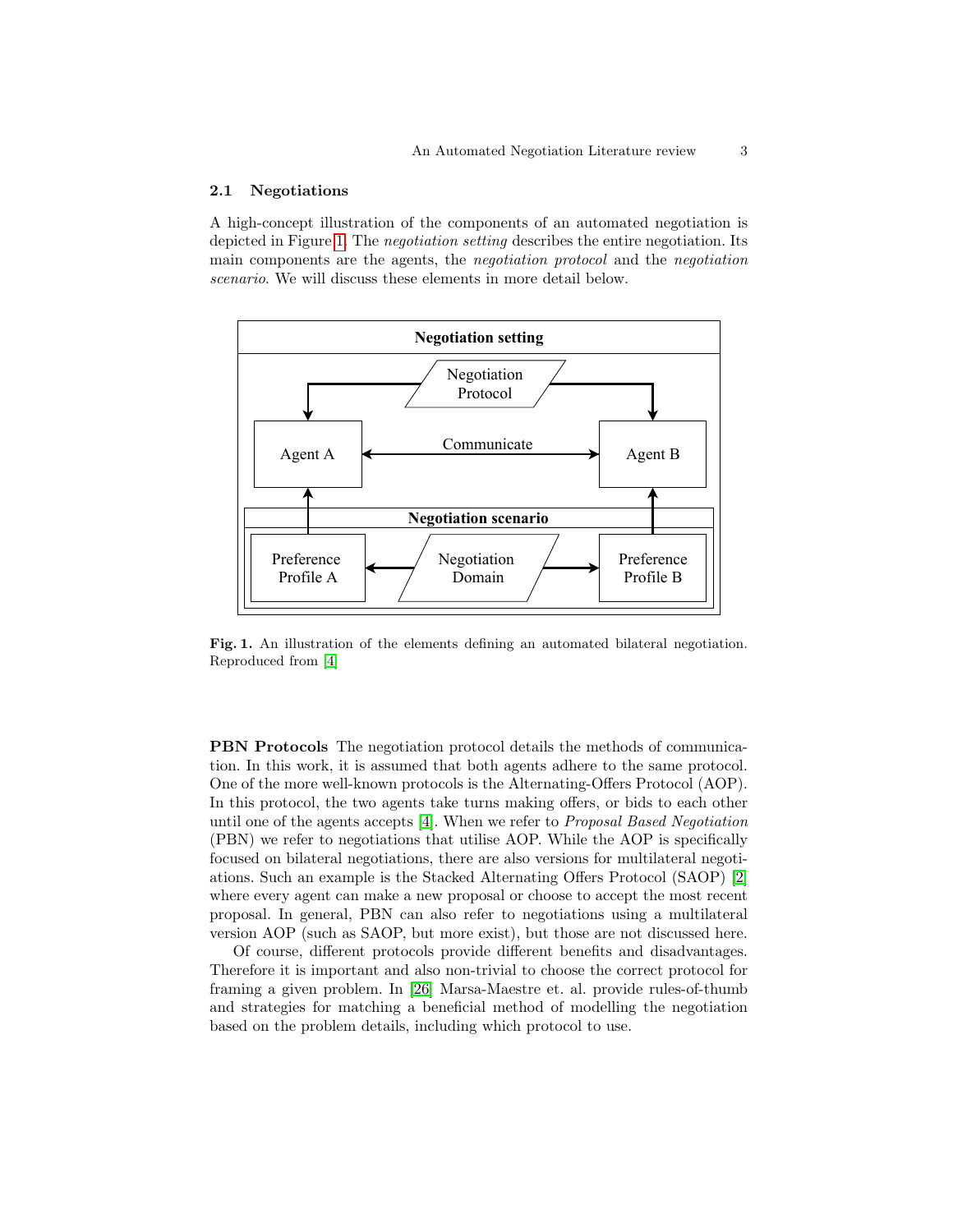### 2.1 Negotiations

A high-concept illustration of the components of an automated negotiation is depicted in Figure 1. The *negotiation setting* describes the entire negotiation. Its main components are the agents, the *negotiation protocol* and the *negotiation scenario*. We will discuss these elements in more detail below.

**Fig. 1.** An illustration of the elements defining an automated bilateral negotiation. Reproduced from [4]

**PBN Protocols** The negotiation protocol details the methods of communication. In this work, it is assumed that both agents adhere to the same protocol. One of the more well-known protocols is the Alternating-Offers Protocol (AOP). In this protocol, the two agents take turns making offers, or bids to each other until one of the agents accepts [4]. When we refer to *Proposal Based Negotiation* (PBN) we refer to negotiations that utilise AOP. While the AOP is specifically focused on bilateral negotiations, there are also versions for multilateral negotiations. Such an example is the Stacked Alternating Offers Protocol (SAOP) [2] where every agent can make a new proposal or choose to accept the most recent proposal. In general, PBN can also refer to negotiations using a multilateral version AOP (such as SAOP, but more exist), but those are not discussed here.

Of course, different protocols provide different benefits and disadvantages. Therefore it is important and also non-trivial to choose the correct protocol for framing a given problem. In [26] Marsa-Maestre et. al. provide rules-of-thumb and strategies for matching a beneficial method of modelling the negotiation based on the problem details, including which protocol to use.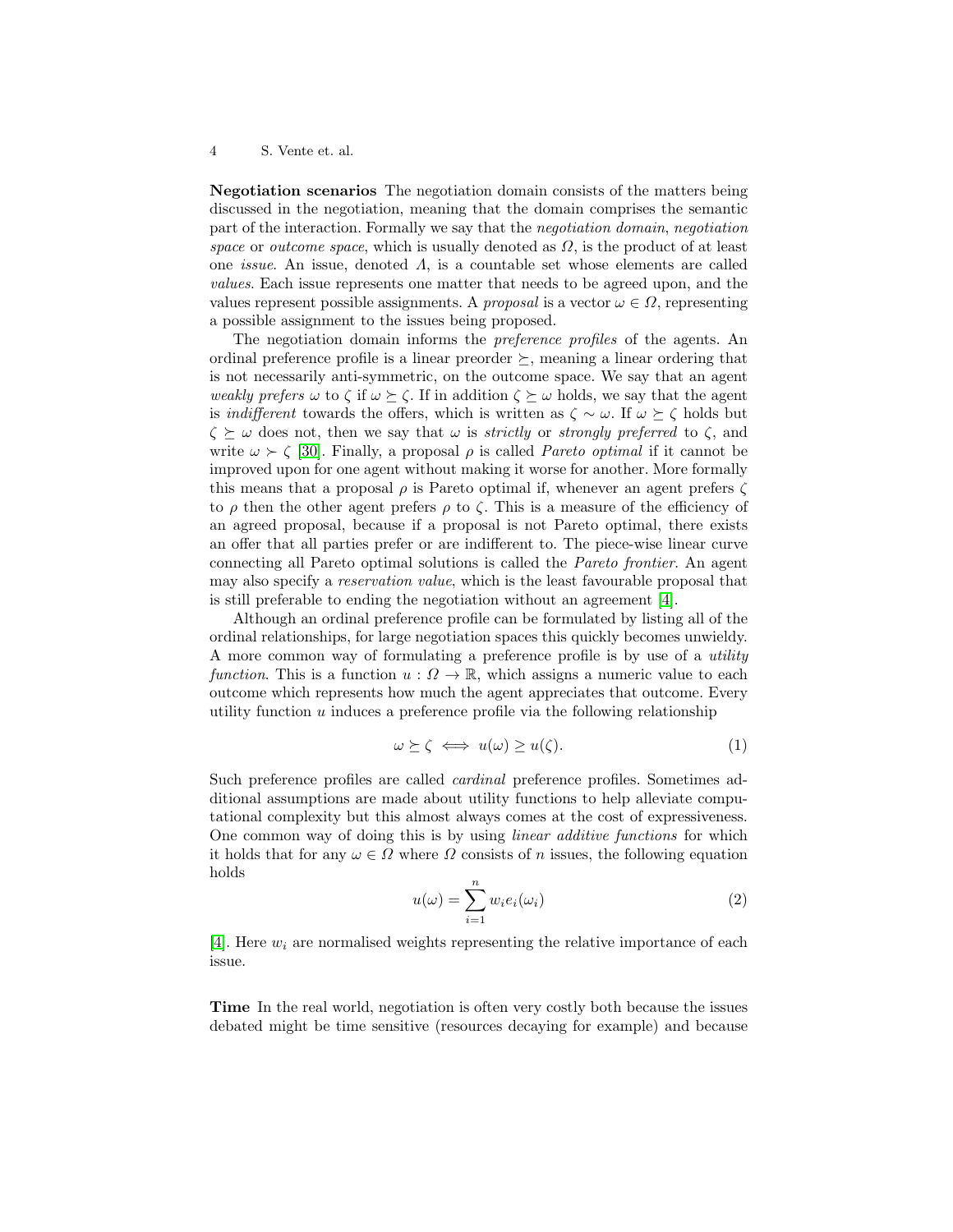**Negotiation scenarios** The negotiation domain consists of the matters being discussed in the negotiation, meaning that the domain comprises the semantic part of the interaction. Formally we say that the *negotiation domain*, *negotiation space* or *outcome space*, which is usually denoted as $\Omega$, is the product of at least one *issue*. An issue, denoted $\Lambda$, is a countable set whose elements are called *values*. Each issue represents one matter that needs to be agreed upon, and the values represent possible assignments. A *proposal* is a vector $\omega \in \Omega$, representing a possible assignment to the issues being proposed.

The negotiation domain informs the *preference profiles* of the agents. An ordinal preference profile is a linear preorder $\succeq$, meaning a linear ordering that is not necessarily anti-symmetric, on the outcome space. We say that an agent *weakly prefers* $\omega$ to $\zeta$ if $\omega \succeq \zeta$. If in addition $\zeta \succeq \omega$ holds, we say that the agent is *indifferent* towards the offers, which is written as $\zeta \sim \omega$. If $\omega \succeq \zeta$ holds but $\zeta \succeq \omega$ does not, then we say that $\omega$ is *strictly* or *strongly preferred* to $\zeta$, and write $\omega \succ \zeta$ [30]. Finally, a proposal $\rho$ is called *Pareto optimal* if it cannot be improved upon for one agent without making it worse for another. More formally this means that a proposal $\rho$ is Pareto optimal if, whenever an agent prefers $\zeta$ to $\rho$ then the other agent prefers $\rho$ to $\zeta$. This is a measure of the efficiency of an agreed proposal, because if a proposal is not Pareto optimal, there exists an offer that all parties prefer or are indifferent to. The piece-wise linear curve connecting all Pareto optimal solutions is called the *Pareto frontier*. An agent may also specify a *reservation value*, which is the least favourable proposal that is still preferable to ending the negotiation without an agreement [4].

Although an ordinal preference profile can be formulated by listing all of the ordinal relationships, for large negotiation spaces this quickly becomes unwieldy. A more common way of formulating a preference profile is by use of a *utility function*. This is a function $u : \Omega \to \mathbb{R}$, which assigns a numeric value to each outcome which represents how much the agent appreciates that outcome. Every utility function $u$ induces a preference profile via the following relationship

$$\omega \succeq \zeta \iff u(\omega) \geq u(\zeta). \tag{1}$$

Such preference profiles are called *cardinal* preference profiles. Sometimes additional assumptions are made about utility functions to help alleviate computational complexity but this almost always comes at the cost of expressiveness. One common way of doing this is by using *linear additive functions* for which it holds that for any $\omega \in \Omega$ where $\Omega$ consists of $n$ issues, the following equation holds

$$u(\omega) = \sum_{i=1}^{n} w_i e_i(\omega_i) \tag{2}$$

[4]. Here $w_i$ are normalised weights representing the relative importance of each issue.

**Time** In the real world, negotiation is often very costly both because the issues debated might be time sensitive (resources decaying for example) and because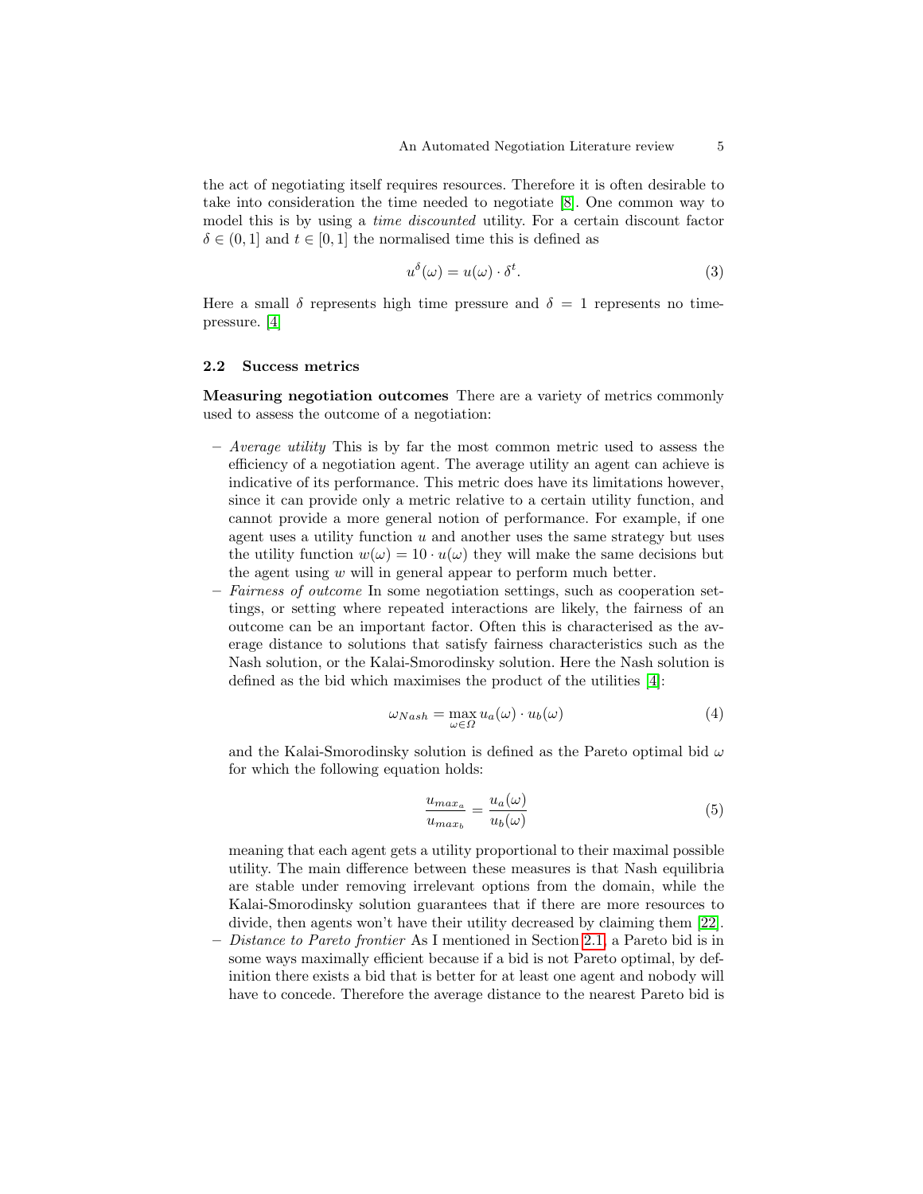the act of negotiating itself requires resources. Therefore it is often desirable to take into consideration the time needed to negotiate [8]. One common way to model this is by using a *time discounted* utility. For a certain discount factor $\delta \in (0, 1]$ and $t \in [0, 1]$ the normalised time this is defined as

$$u^{\delta}(\omega) = u(\omega) \cdot \delta^{t}. \tag{3}$$

Here a small $\delta$ represents high time pressure and $\delta = 1$ represents no time-pressure. [4]

### 2.2 Success metrics

**Measuring negotiation outcomes** There are a variety of metrics commonly used to assess the outcome of a negotiation:

- *Average utility* This is by far the most common metric used to assess the efficiency of a negotiation agent. The average utility an agent can achieve is indicative of its performance. This metric does have its limitations however, since it can provide only a metric relative to a certain utility function, and cannot provide a more general notion of performance. For example, if one agent uses a utility function $u$ and another uses the same strategy but uses the utility function $w(\omega) = 10 \cdot u(\omega)$ they will make the same decisions but the agent using $w$ will in general appear to perform much better.
- *Fairness of outcome* In some negotiation settings, such as cooperation settings, or setting where repeated interactions are likely, the fairness of an outcome can be an important factor. Often this is characterised as the average distance to solutions that satisfy fairness characteristics such as the Nash solution, or the Kalai-Smorodinsky solution. Here the Nash solution is defined as the bid which maximises the product of the utilities [4]:

$$\omega_{Nash} = \max_{\omega \in \Omega} u_a(\omega) \cdot u_b(\omega) \tag{4}$$

  and the Kalai-Smorodinsky solution is defined as the Pareto optimal bid $\omega$ for which the following equation holds:

$$\frac{u_{max_a}}{u_{max_b}} = \frac{u_a(\omega)}{u_b(\omega)} \tag{5}$$

  meaning that each agent gets a utility proportional to their maximal possible utility. The main difference between these measures is that Nash equilibria are stable under removing irrelevant options from the domain, while the Kalai-Smorodinsky solution guarantees that if there are more resources to divide, then agents won't have their utility decreased by claiming them [22].
- *Distance to Pareto frontier* As I mentioned in Section 2.1, a Pareto bid is in some ways maximally efficient because if a bid is not Pareto optimal, by definition there exists a bid that is better for at least one agent and nobody will have to concede. Therefore the average distance to the nearest Pareto bid is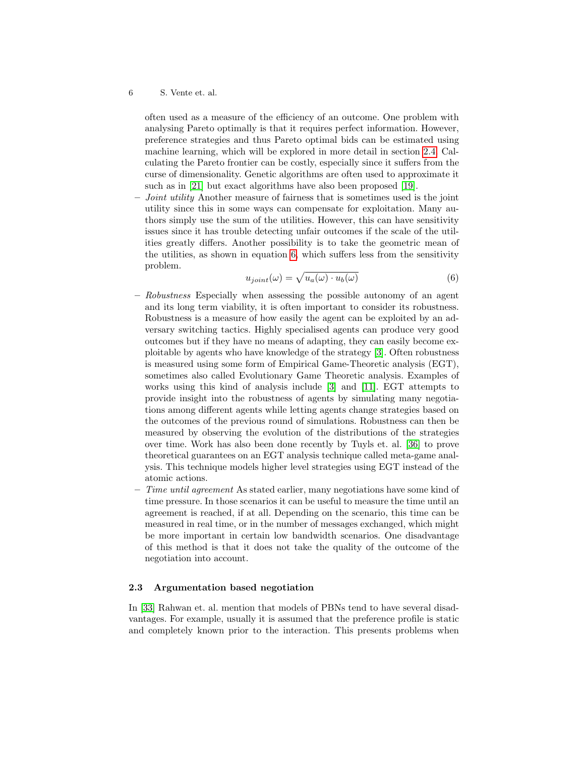often used as a measure of the efficiency of an outcome. One problem with analysing Pareto optimally is that it requires perfect information. However, preference strategies and thus Pareto optimal bids can be estimated using machine learning, which will be explored in more detail in section 2.4. Calculating the Pareto frontier can be costly, especially since it suffers from the curse of dimensionality. Genetic algorithms are often used to approximate it such as in [21] but exact algorithms have also been proposed [19].

- *Joint utility* Another measure of fairness that is sometimes used is the joint utility since this in some ways can compensate for exploitation. Many authors simply use the sum of the utilities. However, this can have sensitivity issues since it has trouble detecting unfair outcomes if the scale of the utilities greatly differs. Another possibility is to take the geometric mean of the utilities, as shown in equation 6, which suffers less from the sensitivity problem.

$$u_{joint}(\omega) = \sqrt{u_a(\omega) \cdot u_b(\omega)} \tag{6}$$

- *Robustness* Especially when assessing the possible autonomy of an agent and its long term viability, it is often important to consider its robustness. Robustness is a measure of how easily the agent can be exploited by an adversary switching tactics. Highly specialised agents can produce very good outcomes but if they have no means of adapting, they can easily become exploitable by agents who have knowledge of the strategy [3]. Often robustness is measured using some form of Empirical Game-Theoretic analysis (EGT), sometimes also called Evolutionary Game Theoretic analysis. Examples of works using this kind of analysis include [3] and [11]. EGT attempts to provide insight into the robustness of agents by simulating many negotiations among different agents while letting agents change strategies based on the outcomes of the previous round of simulations. Robustness can then be measured by observing the evolution of the distributions of the strategies over time. Work has also been done recently by Tuyls et. al. [36] to prove theoretical guarantees on an EGT analysis technique called meta-game analysis. This technique models higher level strategies using EGT instead of the atomic actions.
- *Time until agreement* As stated earlier, many negotiations have some kind of time pressure. In those scenarios it can be useful to measure the time until an agreement is reached, if at all. Depending on the scenario, this time can be measured in real time, or in the number of messages exchanged, which might be more important in certain low bandwidth scenarios. One disadvantage of this method is that it does not take the quality of the outcome of the negotiation into account.

### 2.3 Argumentation based negotiation

In [33] Rahwan et. al. mention that models of PBNs tend to have several disadvantages. For example, usually it is assumed that the preference profile is static and completely known prior to the interaction. This presents problems when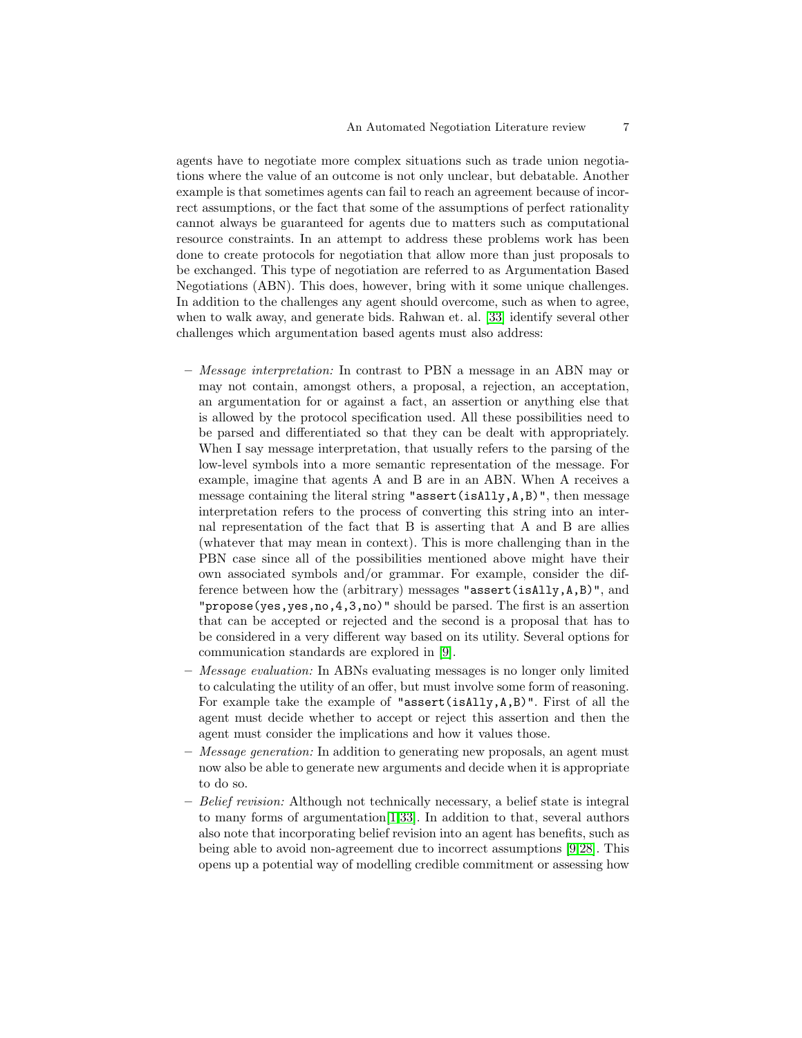agents have to negotiate more complex situations such as trade union negotiations where the value of an outcome is not only unclear, but debatable. Another example is that sometimes agents can fail to reach an agreement because of incorrect assumptions, or the fact that some of the assumptions of perfect rationality cannot always be guaranteed for agents due to matters such as computational resource constraints. In an attempt to address these problems work has been done to create protocols for negotiation that allow more than just proposals to be exchanged. This type of negotiation are referred to as Argumentation Based Negotiations (ABN). This does, however, bring with it some unique challenges. In addition to the challenges any agent should overcome, such as when to agree, when to walk away, and generate bids. Rahwan et. al. [33] identify several other challenges which argumentation based agents must also address:

- *Message interpretation:* In contrast to PBN a message in an ABN may or may not contain, amongst others, a proposal, a rejection, an acceptation, an argumentation for or against a fact, an assertion or anything else that is allowed by the protocol specification used. All these possibilities need to be parsed and differentiated so that they can be dealt with appropriately. When I say message interpretation, that usually refers to the parsing of the low-level symbols into a more semantic representation of the message. For example, imagine that agents A and B are in an ABN. When A receives a message containing the literal string `"assert(isAlly,A,B)"`, then message interpretation refers to the process of converting this string into an internal representation of the fact that B is asserting that A and B are allies (whatever that may mean in context). This is more challenging than in the PBN case since all of the possibilities mentioned above might have their own associated symbols and/or grammar. For example, consider the difference between how the (arbitrary) messages `"assert(isAlly,A,B)"`, and `"propose(yes,yes,no,4,3,no)"` should be parsed. The first is an assertion that can be accepted or rejected and the second is a proposal that has to be considered in a very different way based on its utility. Several options for communication standards are explored in [9].
- *Message evaluation:* In ABNs evaluating messages is no longer only limited to calculating the utility of an offer, but must involve some form of reasoning. For example take the example of `"assert(isAlly,A,B)"`. First of all the agent must decide whether to accept or reject this assertion and then the agent must consider the implications and how it values those.
- *Message generation:* In addition to generating new proposals, an agent must now also be able to generate new arguments and decide when it is appropriate to do so.
- *Belief revision:* Although not technically necessary, a belief state is integral to many forms of argumentation[1,33]. In addition to that, several authors also note that incorporating belief revision into an agent has benefits, such as being able to avoid non-agreement due to incorrect assumptions [9,28]. This opens up a potential way of modelling credible commitment or assessing how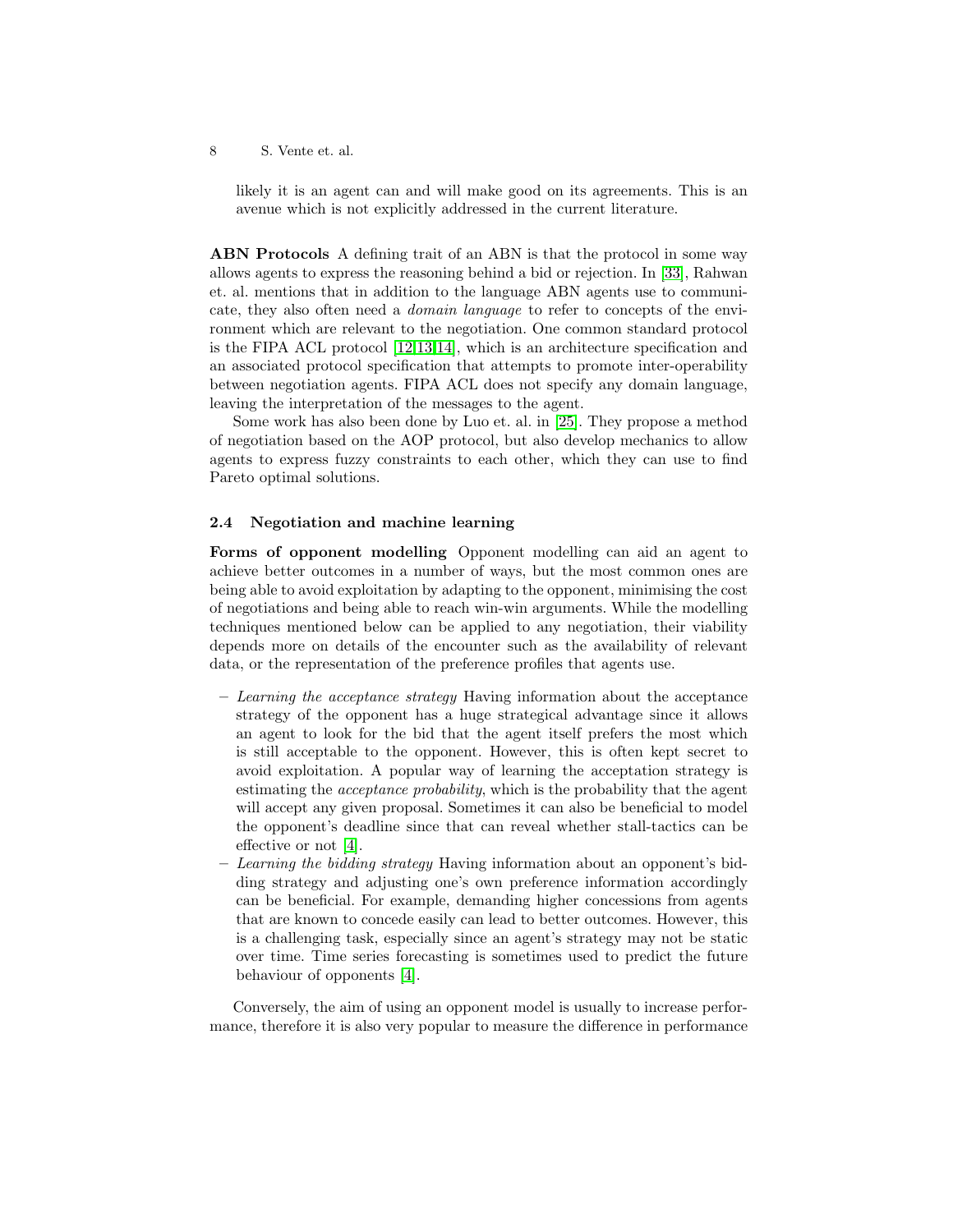likely it is an agent can and will make good on its agreements. This is an avenue which is not explicitly addressed in the current literature.

**ABN Protocols** A defining trait of an ABN is that the protocol in some way allows agents to express the reasoning behind a bid or rejection. In [33], Rahwan et. al. mentions that in addition to the language ABN agents use to communicate, they also often need a *domain language* to refer to concepts of the environment which are relevant to the negotiation. One common standard protocol is the FIPA ACL protocol [12,13,14], which is an architecture specification and an associated protocol specification that attempts to promote inter-operability between negotiation agents. FIPA ACL does not specify any domain language, leaving the interpretation of the messages to the agent.

Some work has also been done by Luo et. al. in [25]. They propose a method of negotiation based on the AOP protocol, but also develop mechanics to allow agents to express fuzzy constraints to each other, which they can use to find Pareto optimal solutions.

### 2.4 Negotiation and machine learning

**Forms of opponent modelling** Opponent modelling can aid an agent to achieve better outcomes in a number of ways, but the most common ones are being able to avoid exploitation by adapting to the opponent, minimising the cost of negotiations and being able to reach win-win arguments. While the modelling techniques mentioned below can be applied to any negotiation, their viability depends more on details of the encounter such as the availability of relevant data, or the representation of the preference profiles that agents use.

- *Learning the acceptance strategy* Having information about the acceptance strategy of the opponent has a huge strategical advantage since it allows an agent to look for the bid that the agent itself prefers the most which is still acceptable to the opponent. However, this is often kept secret to avoid exploitation. A popular way of learning the acceptation strategy is estimating the *acceptance probability*, which is the probability that the agent will accept any given proposal. Sometimes it can also be beneficial to model the opponent's deadline since that can reveal whether stall-tactics can be effective or not [4].
- *Learning the bidding strategy* Having information about an opponent's bidding strategy and adjusting one's own preference information accordingly can be beneficial. For example, demanding higher concessions from agents that are known to concede easily can lead to better outcomes. However, this is a challenging task, especially since an agent's strategy may not be static over time. Time series forecasting is sometimes used to predict the future behaviour of opponents [4].

Conversely, the aim of using an opponent model is usually to increase performance, therefore it is also very popular to measure the difference in performance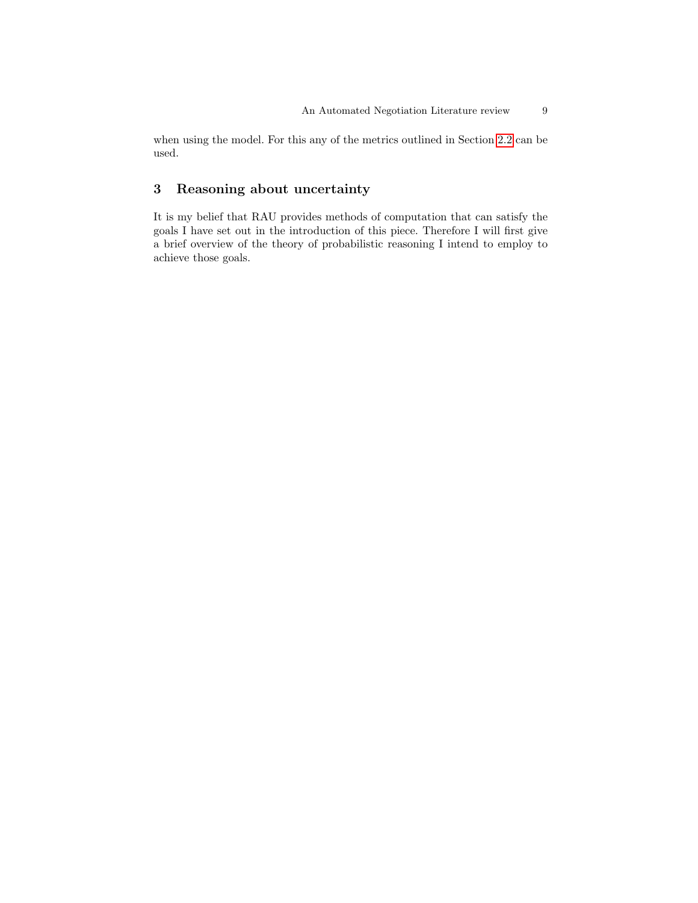when using the model. For this any of the metrics outlined in Section 2.2 can be used.

## 3 Reasoning about uncertainty

It is my belief that RAU provides methods of computation that can satisfy the goals I have set out in the introduction of this piece. Therefore I will first give a brief overview of the theory of probabilistic reasoning I intend to employ to achieve those goals.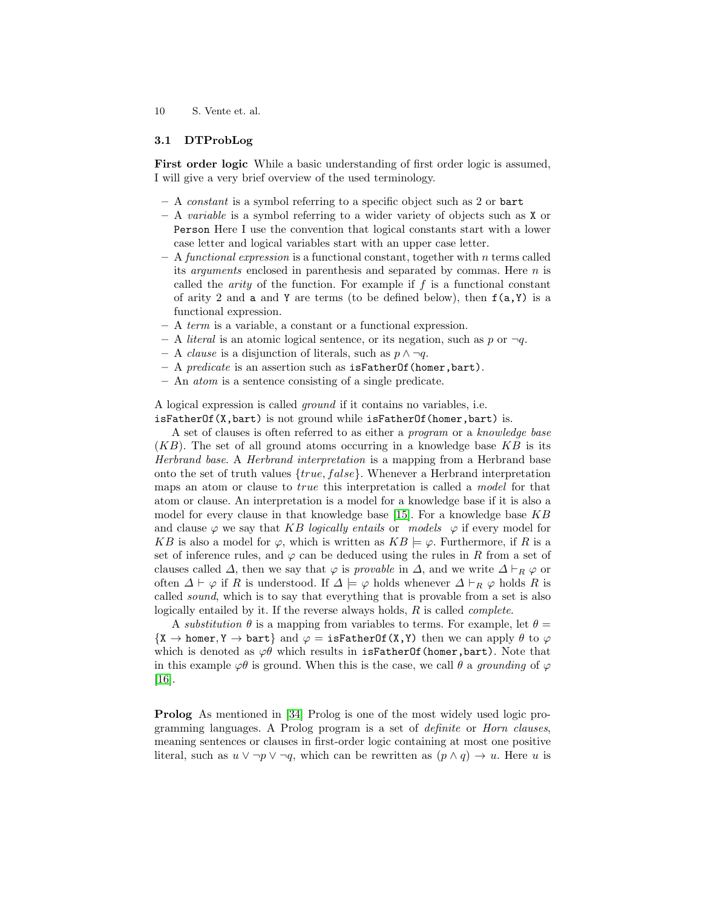### 3.1 DTProbLog

**First order logic** While a basic understanding of first order logic is assumed, I will give a very brief overview of the used terminology.

- A *constant* is a symbol referring to a specific object such as 2 or `bart`
- A *variable* is a symbol referring to a wider variety of objects such as `X` or `Person` Here I use the convention that logical constants start with a lower case letter and logical variables start with an upper case letter.
- A *functional expression* is a functional constant, together with $n$ terms called its *arguments* enclosed in parenthesis and separated by commas. Here $n$ is called the *arity* of the function. For example if $f$ is a functional constant of arity 2 and `a` and `Y` are terms (to be defined below), then `f(a,Y)` is a functional expression.
- A *term* is a variable, a constant or a functional expression.
- A *literal* is an atomic logical sentence, or its negation, such as $p$ or $\neg q$.
- A *clause* is a disjunction of literals, such as $p \wedge \neg q$.
- A *predicate* is an assertion such as `isFatherOf(homer,bart)`.
- An *atom* is a sentence consisting of a single predicate.

A logical expression is called *ground* if it contains no variables, i.e. `isFatherOf(X,bart)` is not ground while `isFatherOf(homer,bart)` is.

A set of clauses is often referred to as either a *program* or a *knowledge base* ($KB$). The set of all ground atoms occurring in a knowledge base $KB$ is its *Herbrand base*. A *Herbrand interpretation* is a mapping from a Herbrand base onto the set of truth values $\{true, false\}$. Whenever a Herbrand interpretation maps an atom or clause to *true* this interpretation is called a *model* for that atom or clause. An interpretation is a model for a knowledge base if it is also a model for every clause in that knowledge base [15]. For a knowledge base $KB$ and clause $\varphi$ we say that $KB$ *logically entails* or *models* $\varphi$ if every model for $KB$ is also a model for $\varphi$, which is written as $KB \models \varphi$. Furthermore, if $R$ is a set of inference rules, and $\varphi$ can be deduced using the rules in $R$ from a set of clauses called $\Delta$, then we say that $\varphi$ is *provable* in $\Delta$, and we write $\Delta \vdash_R \varphi$ or often $\Delta \vdash \varphi$ if $R$ is understood. If $\Delta \models \varphi$ holds whenever $\Delta \vdash_R \varphi$ holds $R$ is called *sound*, which is to say that everything that is provable from a set is also logically entailed by it. If the reverse always holds, $R$ is called *complete*.

A *substitution* $\theta$ is a mapping from variables to terms. For example, let $\theta = \{\texttt{X} \rightarrow \texttt{homer}, \texttt{Y} \rightarrow \texttt{bart}\}$ and $\varphi = $ `isFatherOf(X,Y)` then we can apply $\theta$ to $\varphi$ which is denoted as $\varphi\theta$ which results in `isFatherOf(homer,bart)`. Note that in this example $\varphi\theta$ is ground. When this is the case, we call $\theta$ a *grounding* of $\varphi$ [16].

**Prolog** As mentioned in [34] Prolog is one of the most widely used logic programming languages. A Prolog program is a set of *definite* or *Horn clauses*, meaning sentences or clauses in first-order logic containing at most one positive literal, such as $u \vee \neg p \vee \neg q$, which can be rewritten as $(p \wedge q) \rightarrow u$. Here $u$ is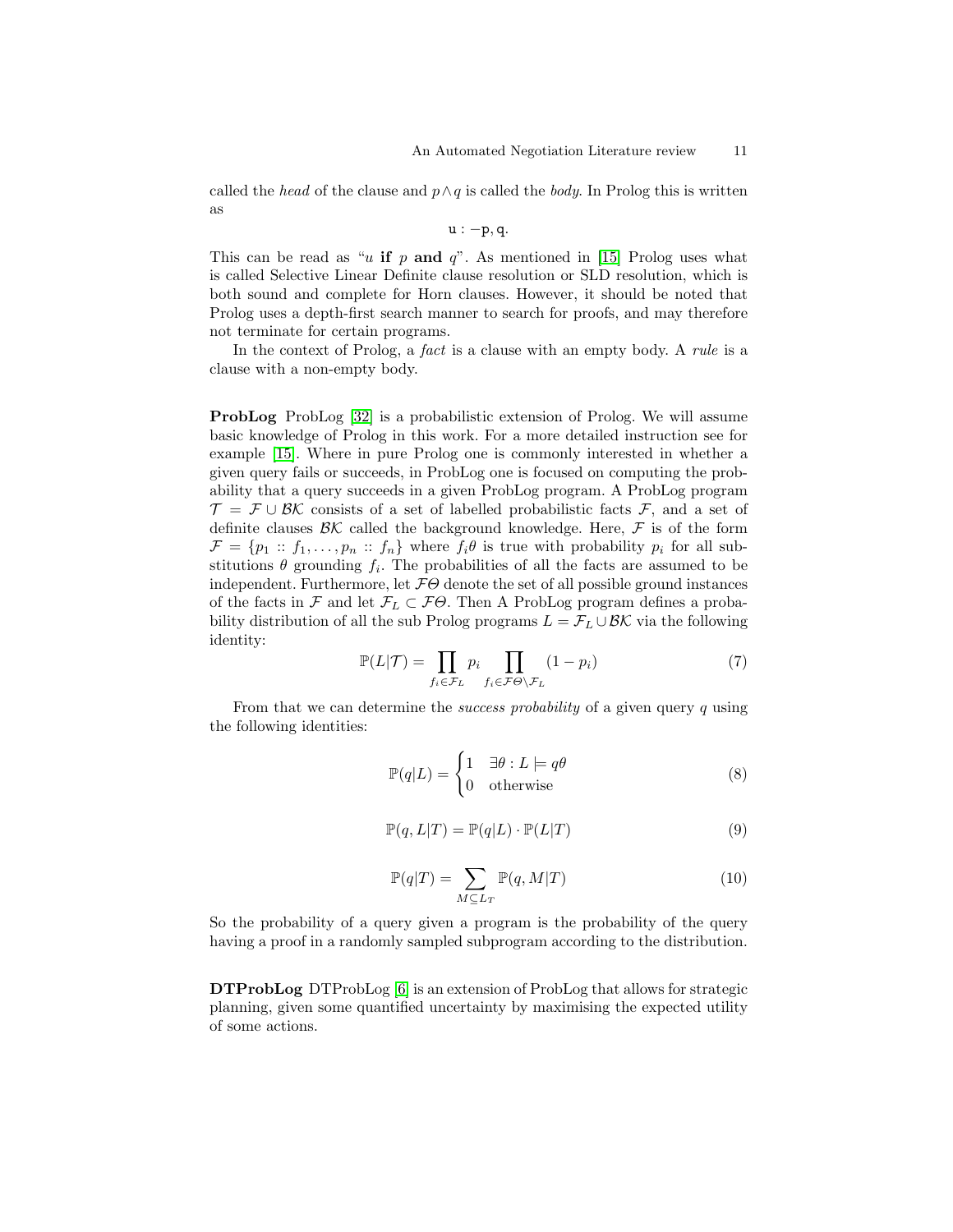called the *head* of the clause and $p \wedge q$ is called the *body*. In Prolog this is written as

```
u :- p, q.
```

This can be read as "$u$ **if** $p$ **and** $q$". As mentioned in [15] Prolog uses what is called Selective Linear Definite clause resolution or SLD resolution, which is both sound and complete for Horn clauses. However, it should be noted that Prolog uses a depth-first search manner to search for proofs, and may therefore not terminate for certain programs.

In the context of Prolog, a *fact* is a clause with an empty body. A *rule* is a clause with a non-empty body.

**ProbLog** ProbLog [32] is a probabilistic extension of Prolog. We will assume basic knowledge of Prolog in this work. For a more detailed instruction see for example [15]. Where in pure Prolog one is commonly interested in whether a given query fails or succeeds, in ProbLog one is focused on computing the probability that a query succeeds in a given ProbLog program. A ProbLog program $\mathcal{T} = \mathcal{F} \cup \mathcal{BK}$ consists of a set of labelled probabilistic facts $\mathcal{F}$, and a set of definite clauses $\mathcal{BK}$ called the background knowledge. Here, $\mathcal{F}$ is of the form $\mathcal{F} = \{p_1 :: f_1, \ldots, p_n :: f_n\}$ where $f_i\theta$ is true with probability $p_i$ for all substitutions $\theta$ grounding $f_i$. The probabilities of all the facts are assumed to be independent. Furthermore, let $\mathcal{F}\Theta$ denote the set of all possible ground instances of the facts in $\mathcal{F}$ and let $\mathcal{F}_L \subset \mathcal{F}\Theta$. Then A ProbLog program defines a probability distribution of all the sub Prolog programs $L = \mathcal{F}_L \cup \mathcal{BK}$ via the following identity:

$$\mathbb{P}(L|\mathcal{T}) = \prod_{f_i \in \mathcal{F}_L} p_i \prod_{f_i \in \mathcal{F}\Theta \setminus \mathcal{F}_L} (1 - p_i) \tag{7}$$

From that we can determine the *success probability* of a given query $q$ using the following identities:

$$\mathbb{P}(q|L) = \begin{cases} 1 & \exists \theta : L \models q\theta \\ 0 & \text{otherwise} \end{cases} \tag{8}$$

$$\mathbb{P}(q, L|T) = \mathbb{P}(q|L) \cdot \mathbb{P}(L|T) \tag{9}$$

$$\mathbb{P}(q|T) = \sum_{M \subseteq L_T} \mathbb{P}(q, M|T) \tag{10}$$

So the probability of a query given a program is the probability of the query having a proof in a randomly sampled subprogram according to the distribution.

**DTProbLog** DTProbLog [6] is an extension of ProbLog that allows for strategic planning, given some quantified uncertainty by maximising the expected utility of some actions.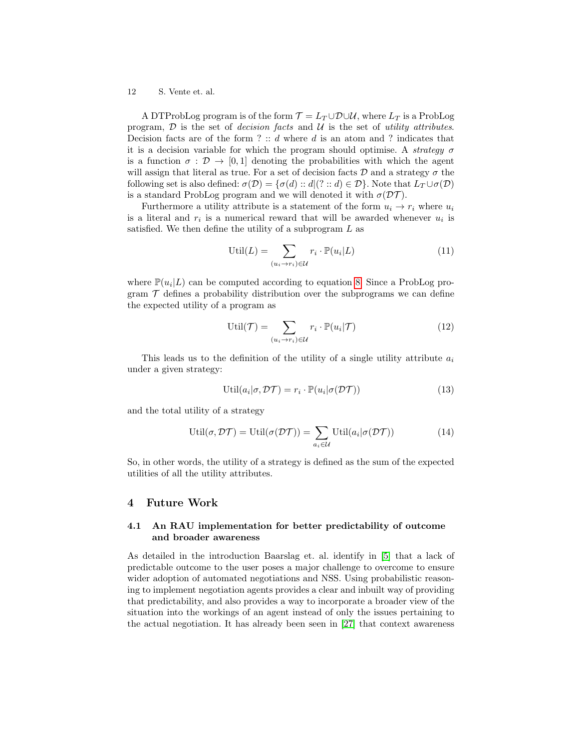A DTProbLog program is of the form $\mathcal{T} = L_T \cup \mathcal{D} \cup \mathcal{U}$, where $L_T$ is a ProbLog program, $\mathcal{D}$ is the set of *decision facts* and $\mathcal{U}$ is the set of *utility attributes*. Decision facts are of the form $? :: d$ where $d$ is an atom and ? indicates that it is a decision variable for which the program should optimise. A *strategy* $\sigma$ is a function $\sigma : \mathcal{D} \rightarrow [0,1]$ denoting the probabilities with which the agent will assign that literal as true. For a set of decision facts $\mathcal{D}$ and a strategy $\sigma$ the following set is also defined: $\sigma(\mathcal{D}) = \{\sigma(d) :: d | (? :: d) \in \mathcal{D}\}$. Note that $L_T \cup \sigma(\mathcal{D})$ is a standard ProbLog program and we will denoted it with $\sigma(\mathcal{DT})$.

Furthermore a utility attribute is a statement of the form $u_i \rightarrow r_i$ where $u_i$ is a literal and $r_i$ is a numerical reward that will be awarded whenever $u_i$ is satisfied. We then define the utility of a subprogram $L$ as

$$\text{Util}(L) = \sum_{(u_i \rightarrow r_i) \in \mathcal{U}} r_i \cdot \mathbb{P}(u_i | L) \tag{11}$$

where $\mathbb{P}(u_i|L)$ can be computed according to equation 8. Since a ProbLog program $\mathcal{T}$ defines a probability distribution over the subprograms we can define the expected utility of a program as

$$\text{Util}(\mathcal{T}) = \sum_{(u_i \rightarrow r_i) \in \mathcal{U}} r_i \cdot \mathbb{P}(u_i | \mathcal{T}) \tag{12}$$

This leads us to the definition of the utility of a single utility attribute $a_i$ under a given strategy:

$$\text{Util}(a_i | \sigma, \mathcal{DT}) = r_i \cdot \mathbb{P}(u_i | \sigma(\mathcal{DT})) \tag{13}$$

and the total utility of a strategy

$$\text{Util}(\sigma, \mathcal{DT}) = \text{Util}(\sigma(\mathcal{DT})) = \sum_{a_i \in \mathcal{U}} \text{Util}(a_i | \sigma(\mathcal{DT})) \tag{14}$$

So, in other words, the utility of a strategy is defined as the sum of the expected utilities of all the utility attributes.

## 4 Future Work

### 4.1 An RAU implementation for better predictability of outcome and broader awareness

As detailed in the introduction Baarslag et. al. identify in [5] that a lack of predictable outcome to the user poses a major challenge to overcome to ensure wider adoption of automated negotiations and NSS. Using probabilistic reasoning to implement negotiation agents provides a clear and inbuilt way of providing that predictability, and also provides a way to incorporate a broader view of the situation into the workings of an agent instead of only the issues pertaining to the actual negotiation. It has already been seen in [27] that context awareness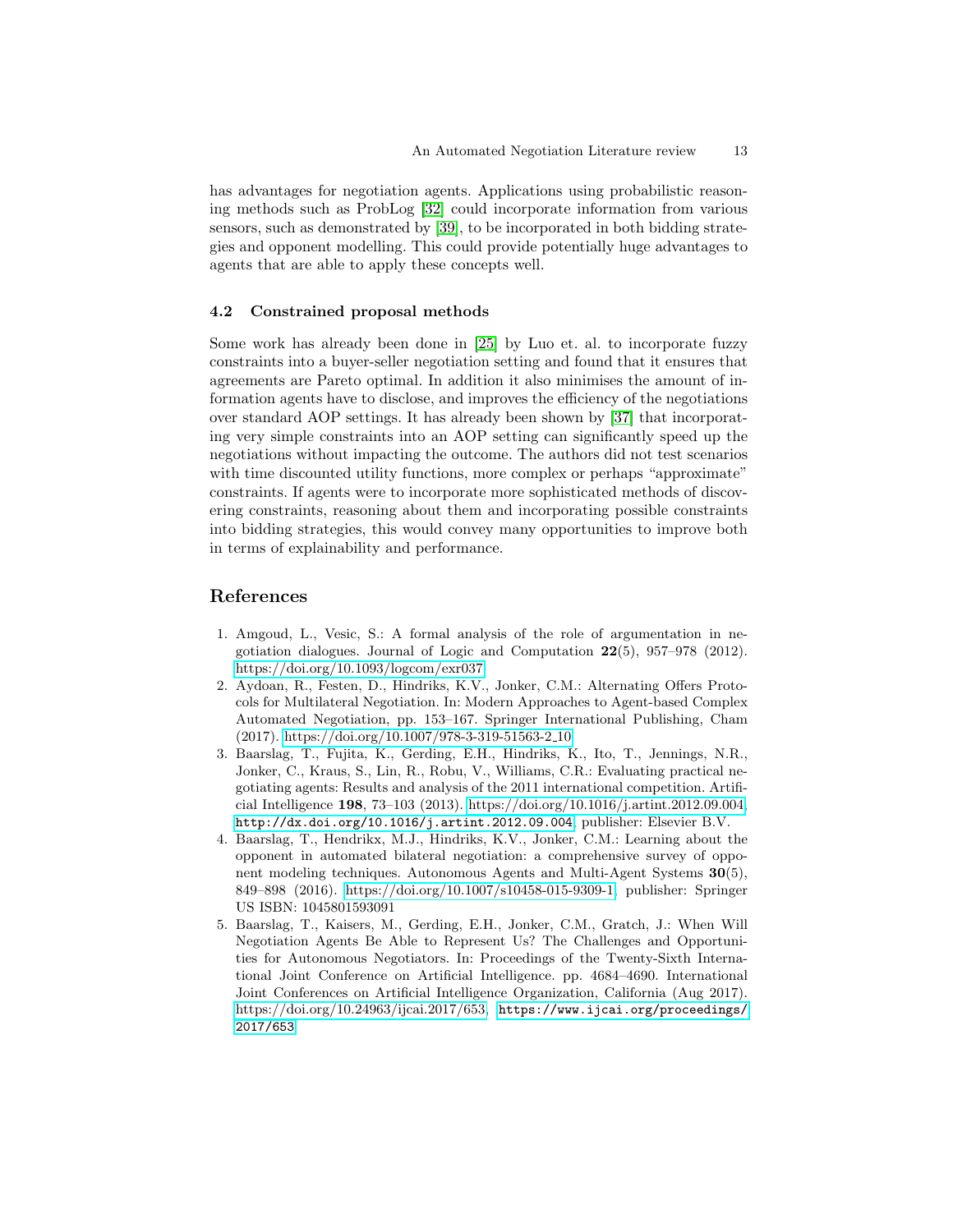has advantages for negotiation agents. Applications using probabilistic reasoning methods such as ProbLog [32] could incorporate information from various sensors, such as demonstrated by [39], to be incorporated in both bidding strategies and opponent modelling. This could provide potentially huge advantages to agents that are able to apply these concepts well.

### 4.2 Constrained proposal methods

Some work has already been done in [25] by Luo et. al. to incorporate fuzzy constraints into a buyer-seller negotiation setting and found that it ensures that agreements are Pareto optimal. In addition it also minimises the amount of information agents have to disclose, and improves the efficiency of the negotiations over standard AOP settings. It has already been shown by [37] that incorporating very simple constraints into an AOP setting can significantly speed up the negotiations without impacting the outcome. The authors did not test scenarios with time discounted utility functions, more complex or perhaps "approximate" constraints. If agents were to incorporate more sophisticated methods of discovering constraints, reasoning about them and incorporating possible constraints into bidding strategies, this would convey many opportunities to improve both in terms of explainability and performance.

## References

1. Amgoud, L., Vesic, S.: A formal analysis of the role of argumentation in negotiation dialogues. Journal of Logic and Computation **22**(5), 957–978 (2012). https://doi.org/10.1093/logcom/exr037
2. Aydoan, R., Festen, D., Hindriks, K.V., Jonker, C.M.: Alternating Offers Protocols for Multilateral Negotiation. In: Modern Approaches to Agent-based Complex Automated Negotiation, pp. 153–167. Springer International Publishing, Cham (2017). https://doi.org/10.1007/978-3-319-51563-2_10
3. Baarslag, T., Fujita, K., Gerding, E.H., Hindriks, K., Ito, T., Jennings, N.R., Jonker, C., Kraus, S., Lin, R., Robu, V., Williams, C.R.: Evaluating practical negotiating agents: Results and analysis of the 2011 international competition. Artificial Intelligence **198**, 73–103 (2013). https://doi.org/10.1016/j.artint.2012.09.004, `http://dx.doi.org/10.1016/j.artint.2012.09.004`, publisher: Elsevier B.V.
4. Baarslag, T., Hendrikx, M.J., Hindriks, K.V., Jonker, C.M.: Learning about the opponent in automated bilateral negotiation: a comprehensive survey of opponent modeling techniques. Autonomous Agents and Multi-Agent Systems **30**(5), 849–898 (2016). https://doi.org/10.1007/s10458-015-9309-1, publisher: Springer US ISBN: 1045801593091
5. Baarslag, T., Kaisers, M., Gerding, E.H., Jonker, C.M., Gratch, J.: When Will Negotiation Agents Be Able to Represent Us? The Challenges and Opportunities for Autonomous Negotiators. In: Proceedings of the Twenty-Sixth International Joint Conference on Artificial Intelligence. pp. 4684–4690. International Joint Conferences on Artificial Intelligence Organization, California (Aug 2017). https://doi.org/10.24963/ijcai.2017/653, `https://www.ijcai.org/proceedings/2017/653`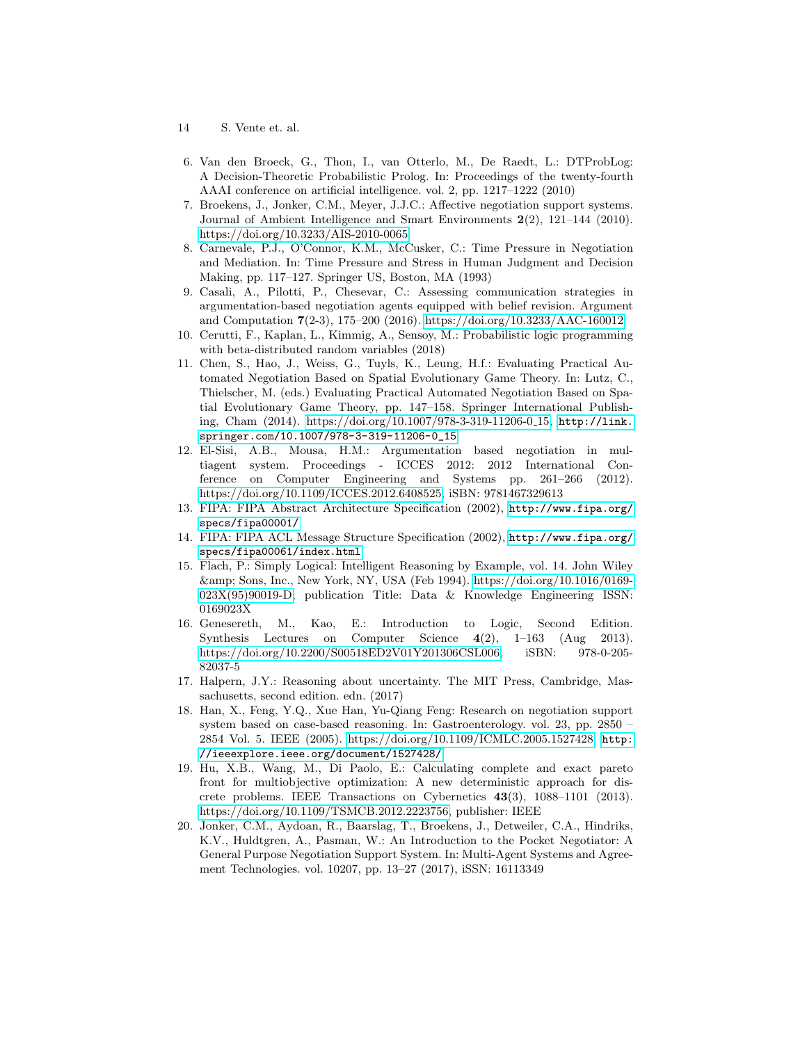6. Van den Broeck, G., Thon, I., van Otterlo, M., De Raedt, L.: DTProbLog: A Decision-Theoretic Probabilistic Prolog. In: Proceedings of the twenty-fourth AAAI conference on artificial intelligence. vol. 2, pp. 1217–1222 (2010)
7. Broekens, J., Jonker, C.M., Meyer, J.J.C.: Affective negotiation support systems. Journal of Ambient Intelligence and Smart Environments **2**(2), 121–144 (2010). https://doi.org/10.3233/AIS-2010-0065
8. Carnevale, P.J., O'Connor, K.M., McCusker, C.: Time Pressure in Negotiation and Mediation. In: Time Pressure and Stress in Human Judgment and Decision Making, pp. 117–127. Springer US, Boston, MA (1993)
9. Casali, A., Pilotti, P., Chesevar, C.: Assessing communication strategies in argumentation-based negotiation agents equipped with belief revision. Argument and Computation **7**(2-3), 175–200 (2016). https://doi.org/10.3233/AAC-160012
10. Cerutti, F., Kaplan, L., Kimmig, A., Sensoy, M.: Probabilistic logic programming with beta-distributed random variables (2018)
11. Chen, S., Hao, J., Weiss, G., Tuyls, K., Leung, H.f.: Evaluating Practical Automated Negotiation Based on Spatial Evolutionary Game Theory. In: Lutz, C., Thielscher, M. (eds.) Evaluating Practical Automated Negotiation Based on Spatial Evolutionary Game Theory, pp. 147–158. Springer International Publishing, Cham (2014). https://doi.org/10.1007/978-3-319-11206-0_15, `http://link.springer.com/10.1007/978-3-319-11206-0_15`
12. El-Sisi, A.B., Mousa, H.M.: Argumentation based negotiation in multiagent system. Proceedings - ICCES 2012: 2012 International Conference on Computer Engineering and Systems pp. 261–266 (2012). https://doi.org/10.1109/ICCES.2012.6408525, iSBN: 9781467329613
13. FIPA: FIPA Abstract Architecture Specification (2002), `http://www.fipa.org/specs/fipa00001/`
14. FIPA: FIPA ACL Message Structure Specification (2002), `http://www.fipa.org/specs/fipa00061/index.html`
15. Flach, P.: Simply Logical: Intelligent Reasoning by Example, vol. 14. John Wiley &amp; Sons, Inc., New York, NY, USA (Feb 1994). https://doi.org/10.1016/0169-023X(95)90019-D, publication Title: Data & Knowledge Engineering ISSN: 0169023X
16. Genesereth, M., Kao, E.: Introduction to Logic, Second Edition. Synthesis Lectures on Computer Science **4**(2), 1–163 (Aug 2013). https://doi.org/10.2200/S00518ED2V01Y201306CSL006, iSBN: 978-0-205-82037-5
17. Halpern, J.Y.: Reasoning about uncertainty. The MIT Press, Cambridge, Massachusetts, second edition. edn. (2017)
18. Han, X., Feng, Y.Q., Xue Han, Yu-Qiang Feng: Research on negotiation support system based on case-based reasoning. In: Gastroenterology. vol. 23, pp. 2850 – 2854 Vol. 5. IEEE (2005). https://doi.org/10.1109/ICMLC.2005.1527428, `http://ieeexplore.ieee.org/document/1527428/`
19. Hu, X.B., Wang, M., Di Paolo, E.: Calculating complete and exact pareto front for multiobjective optimization: A new deterministic approach for discrete problems. IEEE Transactions on Cybernetics **43**(3), 1088–1101 (2013). https://doi.org/10.1109/TSMCB.2012.2223756, publisher: IEEE
20. Jonker, C.M., Aydoan, R., Baarslag, T., Broekens, J., Detweiler, C.A., Hindriks, K.V., Huldtgren, A., Pasman, W.: An Introduction to the Pocket Negotiator: A General Purpose Negotiation Support System. In: Multi-Agent Systems and Agreement Technologies. vol. 10207, pp. 13–27 (2017), iSSN: 16113349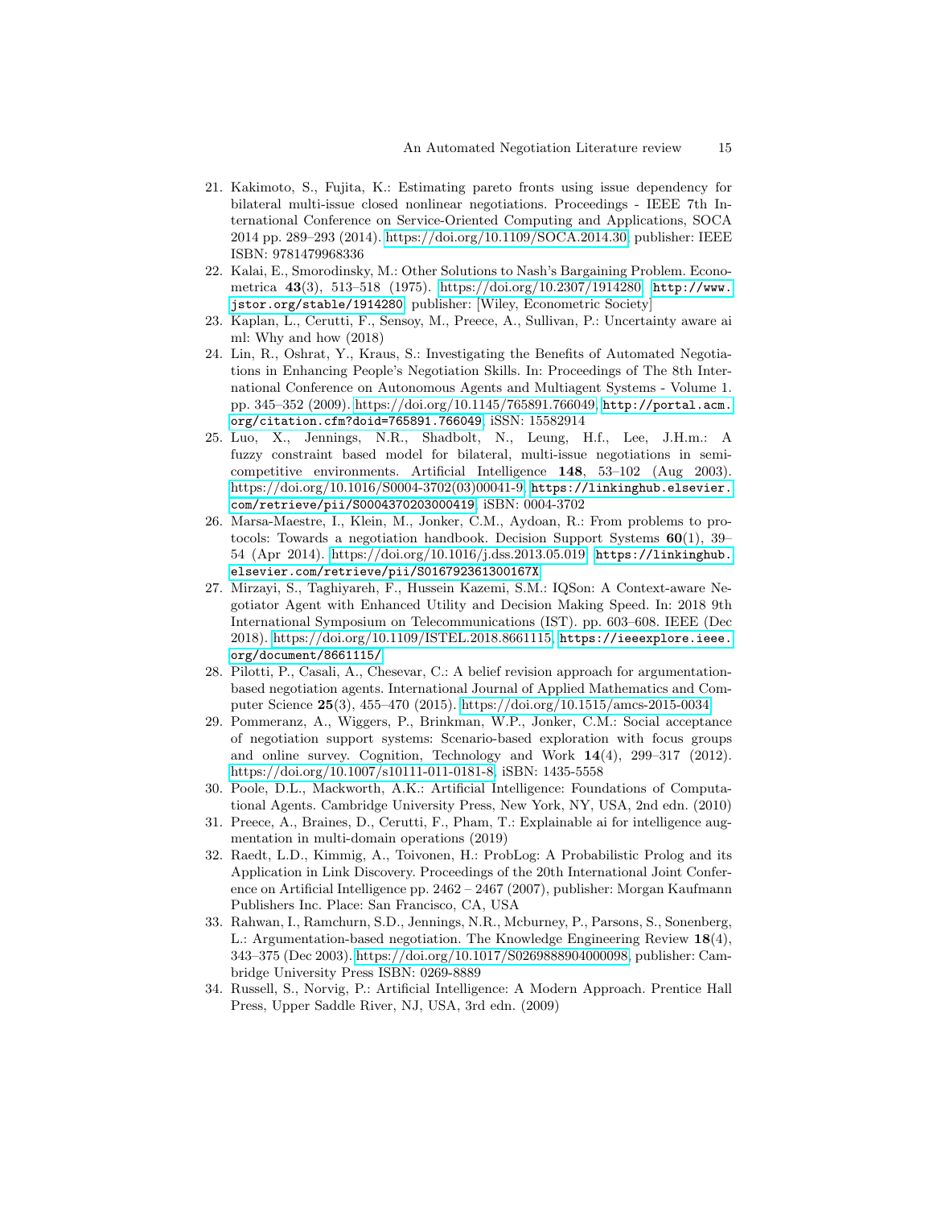21. Kakimoto, S., Fujita, K.: Estimating pareto fronts using issue dependency for bilateral multi-issue closed nonlinear negotiations. Proceedings - IEEE 7th International Conference on Service-Oriented Computing and Applications, SOCA 2014 pp. 289–293 (2014). https://doi.org/10.1109/SOCA.2014.30, publisher: IEEE ISBN: 9781479968336
22. Kalai, E., Smorodinsky, M.: Other Solutions to Nash's Bargaining Problem. Econometrica **43**(3), 513–518 (1975). https://doi.org/10.2307/1914280, `http://www.jstor.org/stable/1914280`, publisher: [Wiley, Econometric Society]
23. Kaplan, L., Cerutti, F., Sensoy, M., Preece, A., Sullivan, P.: Uncertainty aware ai ml: Why and how (2018)
24. Lin, R., Oshrat, Y., Kraus, S.: Investigating the Benefits of Automated Negotiations in Enhancing People's Negotiation Skills. In: Proceedings of The 8th International Conference on Autonomous Agents and Multiagent Systems - Volume 1. pp. 345–352 (2009). https://doi.org/10.1145/765891.766049, `http://portal.acm.org/citation.cfm?doid=765891.766049`, iSSN: 15582914
25. Luo, X., Jennings, N.R., Shadbolt, N., Leung, H.f., Lee, J.H.m.: A fuzzy constraint based model for bilateral, multi-issue negotiations in semi-competitive environments. Artificial Intelligence **148**, 53–102 (Aug 2003). https://doi.org/10.1016/S0004-3702(03)00041-9, `https://linkinghub.elsevier.com/retrieve/pii/S0004370203000419`, iSBN: 0004-3702
26. Marsa-Maestre, I., Klein, M., Jonker, C.M., Aydoan, R.: From problems to protocols: Towards a negotiation handbook. Decision Support Systems **60**(1), 39–54 (Apr 2014). https://doi.org/10.1016/j.dss.2013.05.019, `https://linkinghub.elsevier.com/retrieve/pii/S016792361300167X`
27. Mirzayi, S., Taghiyareh, F., Hussein Kazemi, S.M.: IQSon: A Context-aware Negotiator Agent with Enhanced Utility and Decision Making Speed. In: 2018 9th International Symposium on Telecommunications (IST). pp. 603–608. IEEE (Dec 2018). https://doi.org/10.1109/ISTEL.2018.8661115, `https://ieeexplore.ieee.org/document/8661115/`
28. Pilotti, P., Casali, A., Chesevar, C.: A belief revision approach for argumentation-based negotiation agents. International Journal of Applied Mathematics and Computer Science **25**(3), 455–470 (2015). https://doi.org/10.1515/amcs-2015-0034
29. Pommeranz, A., Wiggers, P., Brinkman, W.P., Jonker, C.M.: Social acceptance of negotiation support systems: Scenario-based exploration with focus groups and online survey. Cognition, Technology and Work **14**(4), 299–317 (2012). https://doi.org/10.1007/s10111-011-0181-8, iSBN: 1435-5558
30. Poole, D.L., Mackworth, A.K.: Artificial Intelligence: Foundations of Computational Agents. Cambridge University Press, New York, NY, USA, 2nd edn. (2010)
31. Preece, A., Braines, D., Cerutti, F., Pham, T.: Explainable ai for intelligence augmentation in multi-domain operations (2019)
32. Raedt, L.D., Kimmig, A., Toivonen, H.: ProbLog: A Probabilistic Prolog and its Application in Link Discovery. Proceedings of the 20th International Joint Conference on Artificial Intelligence pp. 2462 – 2467 (2007), publisher: Morgan Kaufmann Publishers Inc. Place: San Francisco, CA, USA
33. Rahwan, I., Ramchurn, S.D., Jennings, N.R., Mcburney, P., Parsons, S., Sonenberg, L.: Argumentation-based negotiation. The Knowledge Engineering Review **18**(4), 343–375 (Dec 2003). https://doi.org/10.1017/S0269888904000098, publisher: Cambridge University Press ISBN: 0269-8889
34. Russell, S., Norvig, P.: Artificial Intelligence: A Modern Approach. Prentice Hall Press, Upper Saddle River, NJ, USA, 3rd edn. (2009)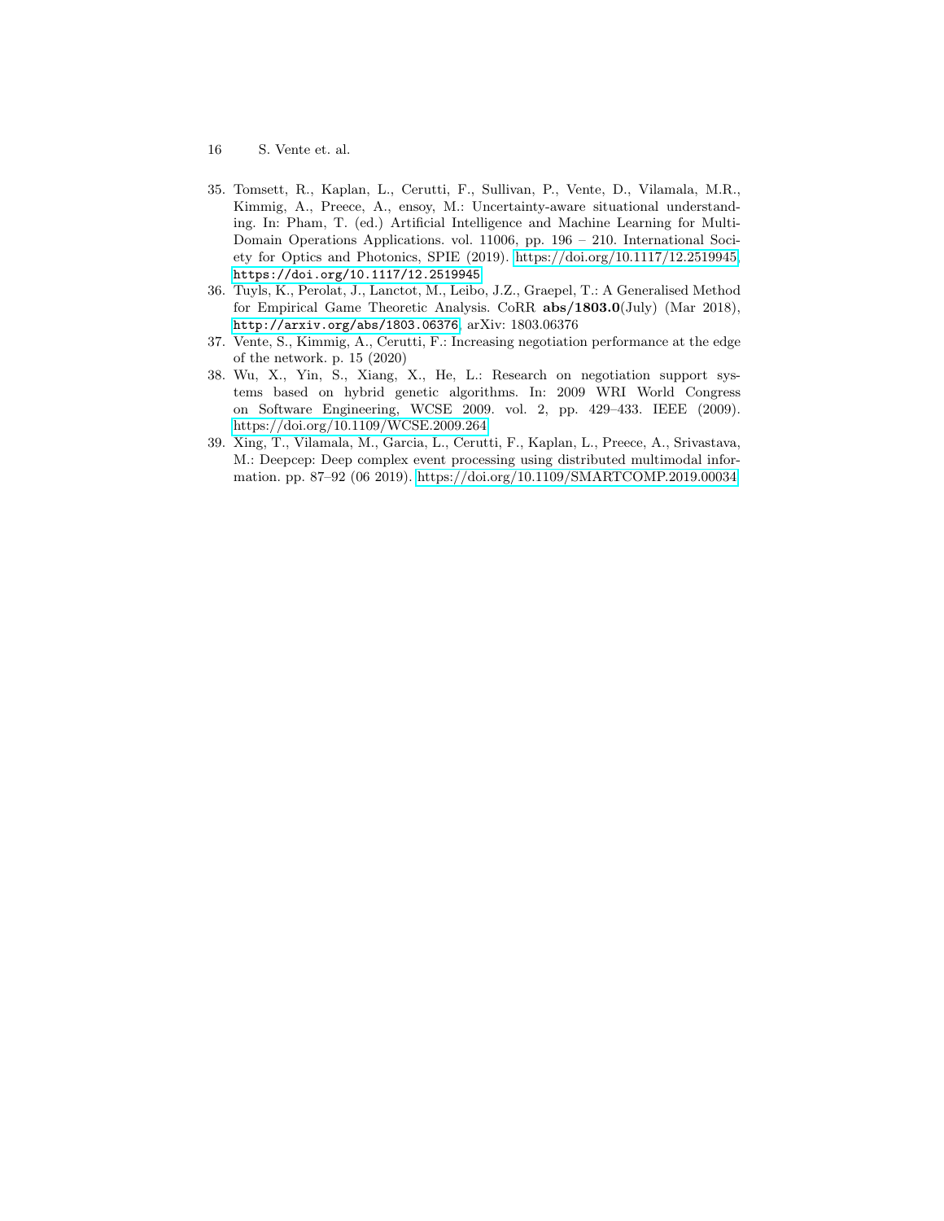35. Tomsett, R., Kaplan, L., Cerutti, F., Sullivan, P., Vente, D., Vilamala, M.R., Kimmig, A., Preece, A., ensoy, M.: Uncertainty-aware situational understanding. In: Pham, T. (ed.) Artificial Intelligence and Machine Learning for Multi-Domain Operations Applications. vol. 11006, pp. 196 – 210. International Society for Optics and Photonics, SPIE (2019). https://doi.org/10.1117/12.2519945, `https://doi.org/10.1117/12.2519945`
36. Tuyls, K., Perolat, J., Lanctot, M., Leibo, J.Z., Graepel, T.: A Generalised Method for Empirical Game Theoretic Analysis. CoRR **abs/1803.0**(July) (Mar 2018), `http://arxiv.org/abs/1803.06376`, arXiv: 1803.06376
37. Vente, S., Kimmig, A., Cerutti, F.: Increasing negotiation performance at the edge of the network. p. 15 (2020)
38. Wu, X., Yin, S., Xiang, X., He, L.: Research on negotiation support systems based on hybrid genetic algorithms. In: 2009 WRI World Congress on Software Engineering, WCSE 2009. vol. 2, pp. 429–433. IEEE (2009). https://doi.org/10.1109/WCSE.2009.264
39. Xing, T., Vilamala, M., Garcia, L., Cerutti, F., Kaplan, L., Preece, A., Srivastava, M.: Deepcep: Deep complex event processing using distributed multimodal information. pp. 87–92 (06 2019). https://doi.org/10.1109/SMARTCOMP.2019.00034